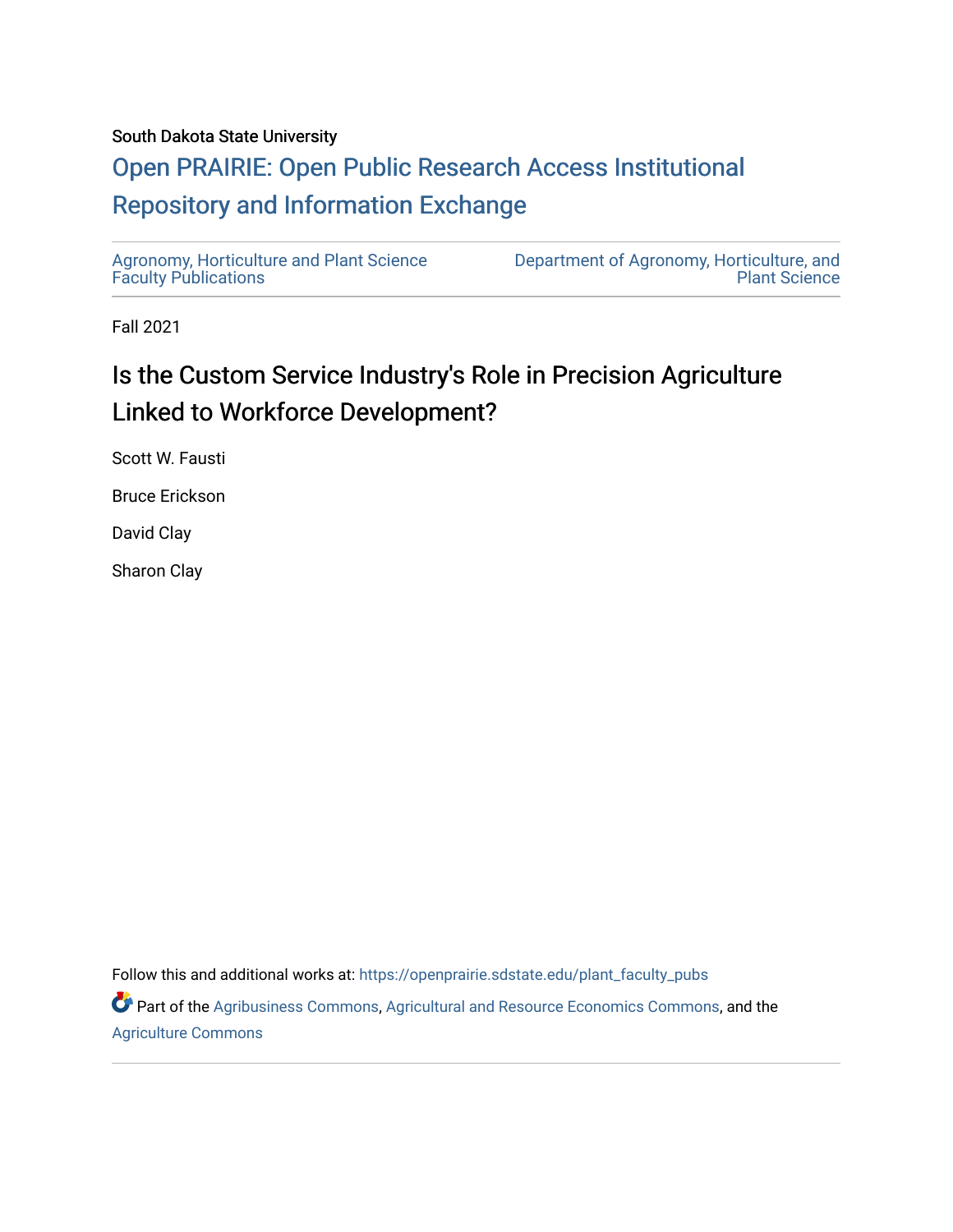South Dakota State University

# Open PRAIRIE: Open Public Research Access Institutional Repository and Information Exchange

Agronomy, Horticulture and Plant Science Faculty Publications

Department of Agronomy, Horticulture, and Plant Science

Fall 2021

## Is the Custom Service Industry's Role in Precision Agriculture Linked to Workforce Development?

Scott W. Fausti

Bruce Erickson

David Clay

Sharon Clay

Follow this and additional works at: https://openprairie.sdstate.edu/plant_faculty_pubs

Part of the Agribusiness Commons, Agricultural and Resource Economics Commons, and the Agriculture Commons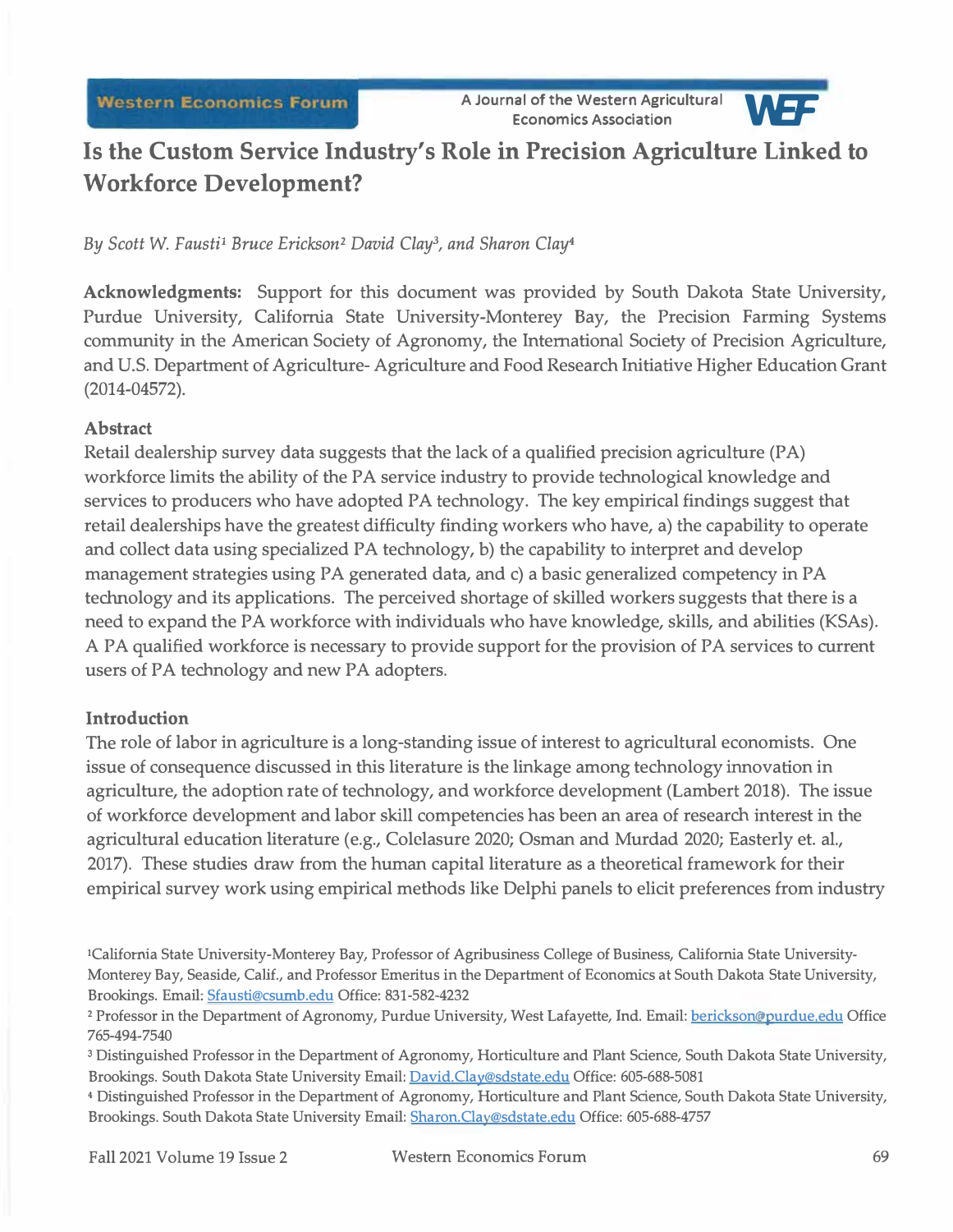# Is the Custom Service Industry's Role in Precision Agriculture Linked to Workforce Development?

*By Scott W. Fausti[1] Bruce Erickson[2] David Clay[3], and Sharon Clay[4]*

**Acknowledgments:** Support for this document was provided by South Dakota State University, Purdue University, California State University-Monterey Bay, the Precision Farming Systems community in the American Society of Agronomy, the International Society of Precision Agriculture, and U.S. Department of Agriculture- Agriculture and Food Research Initiative Higher Education Grant (2014-04572).

## Abstract

Retail dealership survey data suggests that the lack of a qualified precision agriculture (PA) workforce limits the ability of the PA service industry to provide technological knowledge and services to producers who have adopted PA technology. The key empirical findings suggest that retail dealerships have the greatest difficulty finding workers who have, a) the capability to operate and collect data using specialized PA technology, b) the capability to interpret and develop management strategies using PA generated data, and c) a basic generalized competency in PA technology and its applications. The perceived shortage of skilled workers suggests that there is a need to expand the PA workforce with individuals who have knowledge, skills, and abilities (KSAs). A PA qualified workforce is necessary to provide support for the provision of PA services to current users of PA technology and new PA adopters.

## Introduction

The role of labor in agriculture is a long-standing issue of interest to agricultural economists. One issue of consequence discussed in this literature is the linkage among technology innovation in agriculture, the adoption rate of technology, and workforce development (Lambert 2018). The issue of workforce development and labor skill competencies has been an area of research interest in the agricultural education literature (e.g., Colclasure 2020; Osman and Murdad 2020; Easterly et. al., 2017). These studies draw from the human capital literature as a theoretical framework for their empirical survey work using empirical methods like Delphi panels to elicit preferences from industry

[1] California State University-Monterey Bay, Professor of Agribusiness College of Business, California State University-Monterey Bay, Seaside, Calif., and Professor Emeritus in the Department of Economics at South Dakota State University, Brookings. Email: Sfausti@csumb.edu Office: 831-582-4232

[2] Professor in the Department of Agronomy, Purdue University, West Lafayette, Ind. Email: berickson@purdue.edu Office 765-494-7540

[3] Distinguished Professor in the Department of Agronomy, Horticulture and Plant Science, South Dakota State University, Brookings. South Dakota State University Email: David.Clay@sdstate.edu Office: 605-688-5081

[4] Distinguished Professor in the Department of Agronomy, Horticulture and Plant Science, South Dakota State University, Brookings. South Dakota State University Email: Sharon.Clay@sdstate.edu Office: 605-688-4757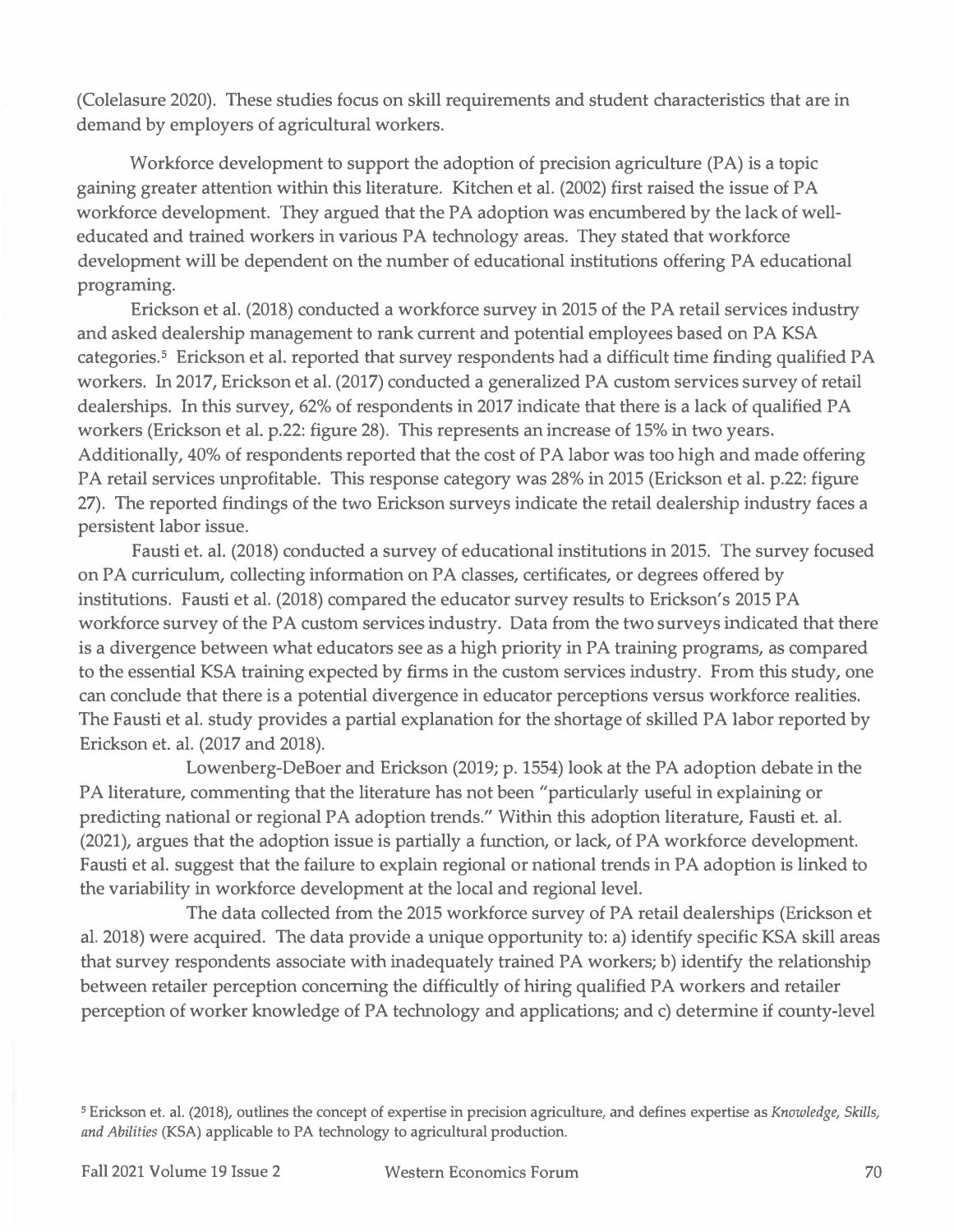(Colelasure 2020). These studies focus on skill requirements and student characteristics that are in demand by employers of agricultural workers.

Workforce development to support the adoption of precision agriculture (PA) is a topic gaining greater attention within this literature. Kitchen et al. (2002) first raised the issue of PA workforce development. They argued that the PA adoption was encumbered by the lack of well-educated and trained workers in various PA technology areas. They stated that workforce development will be dependent on the number of educational institutions offering PA educational programing.

Erickson et al. (2018) conducted a workforce survey in 2015 of the PA retail services industry and asked dealership management to rank current and potential employees based on PA KSA categories.[5] Erickson et al. reported that survey respondents had a difficult time finding qualified PA workers. In 2017, Erickson et al. (2017) conducted a generalized PA custom services survey of retail dealerships. In this survey, 62% of respondents in 2017 indicate that there is a lack of qualified PA workers (Erickson et al. p.22: figure 28). This represents an increase of 15% in two years. Additionally, 40% of respondents reported that the cost of PA labor was too high and made offering PA retail services unprofitable. This response category was 28% in 2015 (Erickson et al. p.22: figure 27). The reported findings of the two Erickson surveys indicate the retail dealership industry faces a persistent labor issue.

Fausti et. al. (2018) conducted a survey of educational institutions in 2015. The survey focused on PA curriculum, collecting information on PA classes, certificates, or degrees offered by institutions. Fausti et al. (2018) compared the educator survey results to Erickson's 2015 PA workforce survey of the PA custom services industry. Data from the two surveys indicated that there is a divergence between what educators see as a high priority in PA training programs, as compared to the essential KSA training expected by firms in the custom services industry. From this study, one can conclude that there is a potential divergence in educator perceptions versus workforce realities. The Fausti et al. study provides a partial explanation for the shortage of skilled PA labor reported by Erickson et. al. (2017 and 2018).

Lowenberg-DeBoer and Erickson (2019; p. 1554) look at the PA adoption debate in the PA literature, commenting that the literature has not been "particularly useful in explaining or predicting national or regional PA adoption trends." Within this adoption literature, Fausti et. al. (2021), argues that the adoption issue is partially a function, or lack, of PA workforce development. Fausti et al. suggest that the failure to explain regional or national trends in PA adoption is linked to the variability in workforce development at the local and regional level.

The data collected from the 2015 workforce survey of PA retail dealerships (Erickson et al. 2018) were acquired. The data provide a unique opportunity to: a) identify specific KSA skill areas that survey respondents associate with inadequately trained PA workers; b) identify the relationship between retailer perception concerning the difficultly of hiring qualified PA workers and retailer perception of worker knowledge of PA technology and applications; and c) determine if county-level

[5] Erickson et. al. (2018), outlines the concept of expertise in precision agriculture, and defines expertise as *Knowledge, Skills, and Abilities* (KSA) applicable to PA technology to agricultural production.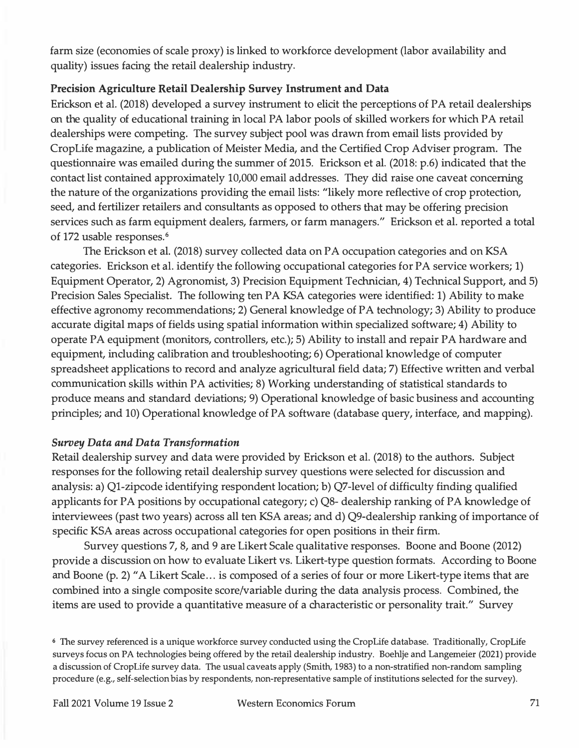farm size (economies of scale proxy) is linked to workforce development (labor availability and quality) issues facing the retail dealership industry.

**Precision Agriculture Retail Dealership Survey Instrument and Data**

Erickson et al. (2018) developed a survey instrument to elicit the perceptions of PA retail dealerships on the quality of educational training in local PA labor pools of skilled workers for which PA retail dealerships were competing. The survey subject pool was drawn from email lists provided by CropLife magazine, a publication of Meister Media, and the Certified Crop Adviser program. The questionnaire was emailed during the summer of 2015. Erickson et al. (2018: p.6) indicated that the contact list contained approximately 10,000 email addresses. They did raise one caveat concerning the nature of the organizations providing the email lists: "likely more reflective of crop protection, seed, and fertilizer retailers and consultants as opposed to others that may be offering precision services such as farm equipment dealers, farmers, or farm managers." Erickson et al. reported a total of 172 usable responses.[6]

The Erickson et al. (2018) survey collected data on PA occupation categories and on KSA categories. Erickson et al. identify the following occupational categories for PA service workers; 1) Equipment Operator, 2) Agronomist, 3) Precision Equipment Technician, 4) Technical Support, and 5) Precision Sales Specialist. The following ten PA KSA categories were identified: 1) Ability to make effective agronomy recommendations; 2) General knowledge of PA technology; 3) Ability to produce accurate digital maps of fields using spatial information within specialized software; 4) Ability to operate PA equipment (monitors, controllers, etc.); 5) Ability to install and repair PA hardware and equipment, including calibration and troubleshooting; 6) Operational knowledge of computer spreadsheet applications to record and analyze agricultural field data; 7) Effective written and verbal communication skills within PA activities; 8) Working understanding of statistical standards to produce means and standard deviations; 9) Operational knowledge of basic business and accounting principles; and 10) Operational knowledge of PA software (database query, interface, and mapping).

***Survey Data and Data Transformation***

Retail dealership survey and data were provided by Erickson et al. (2018) to the authors. Subject responses for the following retail dealership survey questions were selected for discussion and analysis: a) Q1-zipcode identifying respondent location; b) Q7-level of difficulty finding qualified applicants for PA positions by occupational category; c) Q8- dealership ranking of PA knowledge of interviewees (past two years) across all ten KSA areas; and d) Q9-dealership ranking of importance of specific KSA areas across occupational categories for open positions in their firm.

Survey questions 7, 8, and 9 are Likert Scale qualitative responses. Boone and Boone (2012) provide a discussion on how to evaluate Likert vs. Likert-type question formats. According to Boone and Boone (p. 2) "A Likert Scale… is composed of a series of four or more Likert-type items that are combined into a single composite score/variable during the data analysis process. Combined, the items are used to provide a quantitative measure of a characteristic or personality trait." Survey

[6] The survey referenced is a unique workforce survey conducted using the CropLife database. Traditionally, CropLife surveys focus on PA technologies being offered by the retail dealership industry. Boehlje and Langemeier (2021) provide a discussion of CropLife survey data. The usual caveats apply (Smith, 1983) to a non-stratified non-random sampling procedure (e.g., self-selection bias by respondents, non-representative sample of institutions selected for the survey).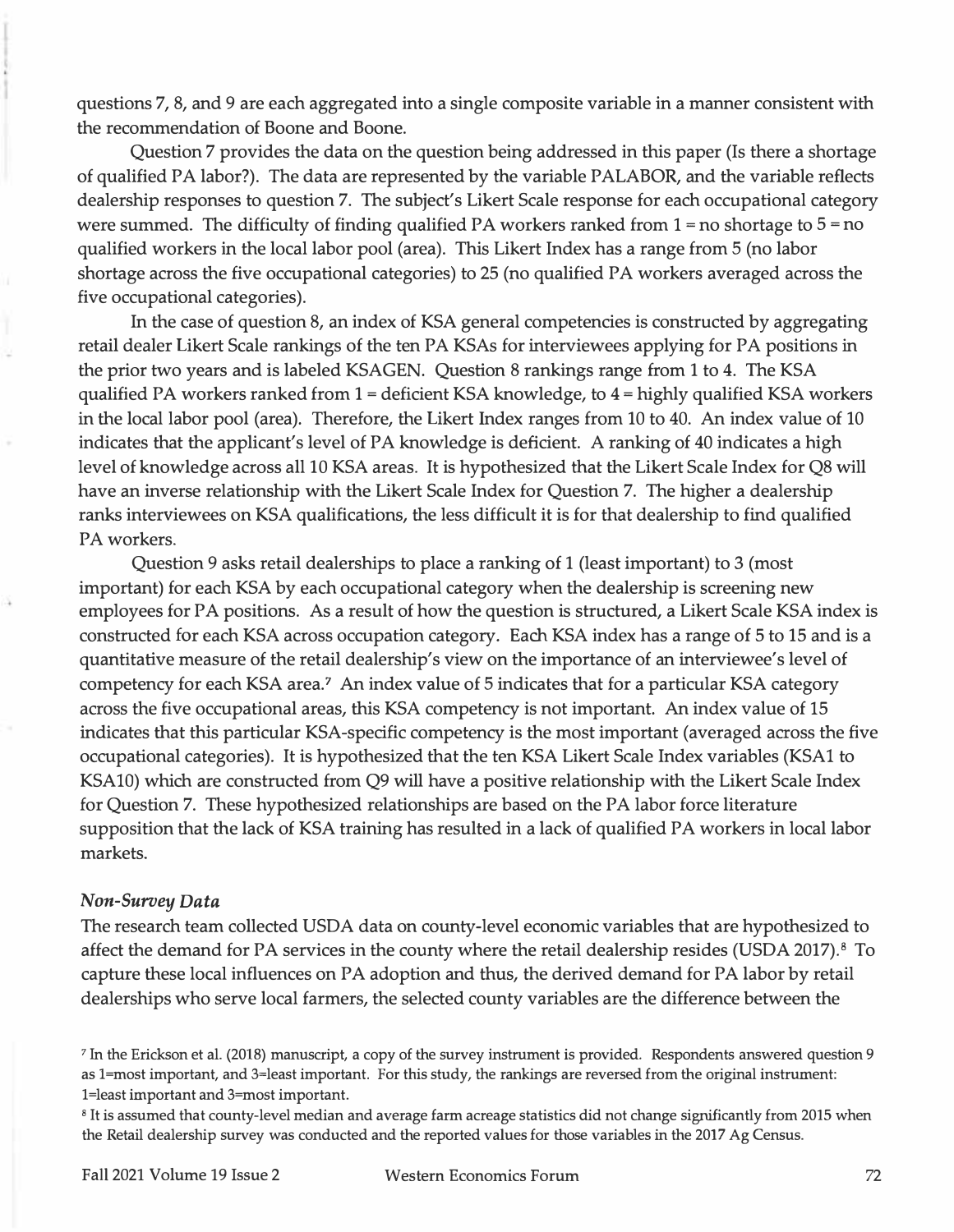questions 7, 8, and 9 are each aggregated into a single composite variable in a manner consistent with the recommendation of Boone and Boone.

Question 7 provides the data on the question being addressed in this paper (Is there a shortage of qualified PA labor?). The data are represented by the variable PALABOR, and the variable reflects dealership responses to question 7. The subject's Likert Scale response for each occupational category were summed. The difficulty of finding qualified PA workers ranked from 1 = no shortage to 5 = no qualified workers in the local labor pool (area). This Likert Index has a range from 5 (no labor shortage across the five occupational categories) to 25 (no qualified PA workers averaged across the five occupational categories).

In the case of question 8, an index of KSA general competencies is constructed by aggregating retail dealer Likert Scale rankings of the ten PA KSAs for interviewees applying for PA positions in the prior two years and is labeled KSAGEN. Question 8 rankings range from 1 to 4. The KSA qualified PA workers ranked from 1 = deficient KSA knowledge, to 4 = highly qualified KSA workers in the local labor pool (area). Therefore, the Likert Index ranges from 10 to 40. An index value of 10 indicates that the applicant's level of PA knowledge is deficient. A ranking of 40 indicates a high level of knowledge across all 10 KSA areas. It is hypothesized that the Likert Scale Index for Q8 will have an inverse relationship with the Likert Scale Index for Question 7. The higher a dealership ranks interviewees on KSA qualifications, the less difficult it is for that dealership to find qualified PA workers.

Question 9 asks retail dealerships to place a ranking of 1 (least important) to 3 (most important) for each KSA by each occupational category when the dealership is screening new employees for PA positions. As a result of how the question is structured, a Likert Scale KSA index is constructed for each KSA across occupation category. Each KSA index has a range of 5 to 15 and is a quantitative measure of the retail dealership's view on the importance of an interviewee's level of competency for each KSA area.[7] An index value of 5 indicates that for a particular KSA category across the five occupational areas, this KSA competency is not important. An index value of 15 indicates that this particular KSA-specific competency is the most important (averaged across the five occupational categories). It is hypothesized that the ten KSA Likert Scale Index variables (KSA1 to KSA10) which are constructed from Q9 will have a positive relationship with the Likert Scale Index for Question 7. These hypothesized relationships are based on the PA labor force literature supposition that the lack of KSA training has resulted in a lack of qualified PA workers in local labor markets.

### *Non-Survey Data*

The research team collected USDA data on county-level economic variables that are hypothesized to affect the demand for PA services in the county where the retail dealership resides (USDA 2017).[8] To capture these local influences on PA adoption and thus, the derived demand for PA labor by retail dealerships who serve local farmers, the selected county variables are the difference between the

[7] In the Erickson et al. (2018) manuscript, a copy of the survey instrument is provided. Respondents answered question 9 as 1=most important, and 3=least important. For this study, the rankings are reversed from the original instrument: 1=least important and 3=most important.

[8] It is assumed that county-level median and average farm acreage statistics did not change significantly from 2015 when the Retail dealership survey was conducted and the reported values for those variables in the 2017 Ag Census.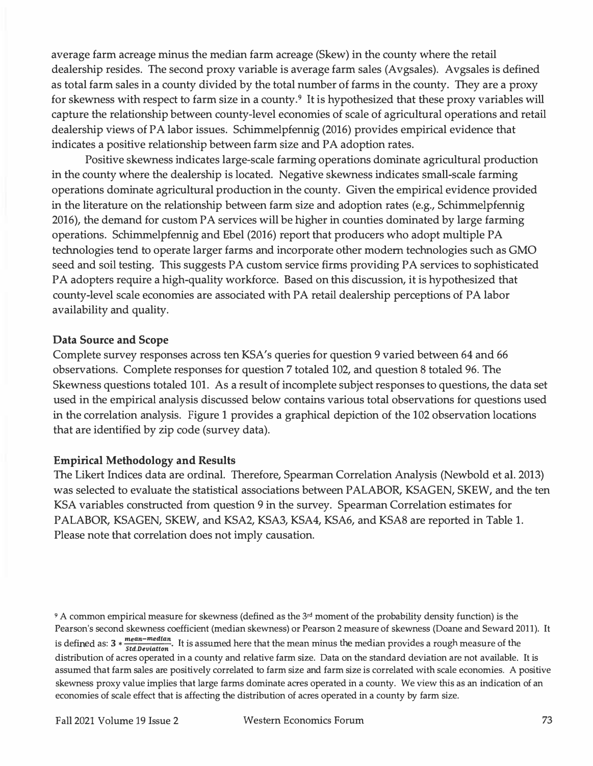average farm acreage minus the median farm acreage (Skew) in the county where the retail dealership resides. The second proxy variable is average farm sales (Avgsales). Avgsales is defined as total farm sales in a county divided by the total number of farms in the county. They are a proxy for skewness with respect to farm size in a county.[9] It is hypothesized that these proxy variables will capture the relationship between county-level economies of scale of agricultural operations and retail dealership views of PA labor issues. Schimmelpfennig (2016) provides empirical evidence that indicates a positive relationship between farm size and PA adoption rates.

Positive skewness indicates large-scale farming operations dominate agricultural production in the county where the dealership is located. Negative skewness indicates small-scale farming operations dominate agricultural production in the county. Given the empirical evidence provided in the literature on the relationship between farm size and adoption rates (e.g., Schimmelpfennig 2016), the demand for custom PA services will be higher in counties dominated by large farming operations. Schimmelpfennig and Ebel (2016) report that producers who adopt multiple PA technologies tend to operate larger farms and incorporate other modern technologies such as GMO seed and soil testing. This suggests PA custom service firms providing PA services to sophisticated PA adopters require a high-quality workforce. Based on this discussion, it is hypothesized that county-level scale economies are associated with PA retail dealership perceptions of PA labor availability and quality.

**Data Source and Scope**

Complete survey responses across ten KSA's queries for question 9 varied between 64 and 66 observations. Complete responses for question 7 totaled 102, and question 8 totaled 96. The Skewness questions totaled 101. As a result of incomplete subject responses to questions, the data set used in the empirical analysis discussed below contains various total observations for questions used in the correlation analysis. Figure 1 provides a graphical depiction of the 102 observation locations that are identified by zip code (survey data).

**Empirical Methodology and Results**

The Likert Indices data are ordinal. Therefore, Spearman Correlation Analysis (Newbold et al. 2013) was selected to evaluate the statistical associations between PALABOR, KSAGEN, SKEW, and the ten KSA variables constructed from question 9 in the survey. Spearman Correlation estimates for PALABOR, KSAGEN, SKEW, and KSA2, KSA3, KSA4, KSA6, and KSA8 are reported in Table 1. Please note that correlation does not imply causation.

[9] A common empirical measure for skewness (defined as the 3rd moment of the probability density function) is the Pearson's second skewness coefficient (median skewness) or Pearson 2 measure of skewness (Doane and Seward 2011). It is defined as: $3 * \frac{mean - median}{Std.Deviation}$. It is assumed here that the mean minus the median provides a rough measure of the distribution of acres operated in a county and relative farm size. Data on the standard deviation are not available. It is assumed that farm sales are positively correlated to farm size and farm size is correlated with scale economies. A positive skewness proxy value implies that large farms dominate acres operated in a county. We view this as an indication of an economies of scale effect that is affecting the distribution of acres operated in a county by farm size.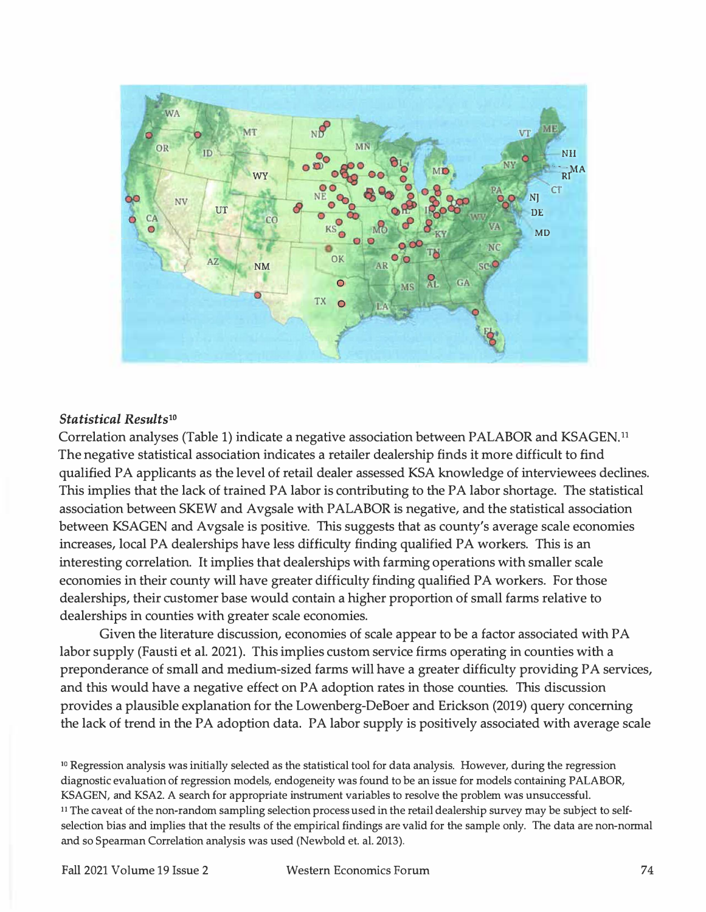### *Statistical Results*[10]

Correlation analyses (Table 1) indicate a negative association between PALABOR and KSAGEN.[11] The negative statistical association indicates a retailer dealership finds it more difficult to find qualified PA applicants as the level of retail dealer assessed KSA knowledge of interviewees declines. This implies that the lack of trained PA labor is contributing to the PA labor shortage. The statistical association between SKEW and Avgsale with PALABOR is negative, and the statistical association between KSAGEN and Avgsale is positive. This suggests that as county's average scale economies increases, local PA dealerships have less difficulty finding qualified PA workers. This is an interesting correlation. It implies that dealerships with farming operations with smaller scale economies in their county will have greater difficulty finding qualified PA workers. For those dealerships, their customer base would contain a higher proportion of small farms relative to dealerships in counties with greater scale economies.

Given the literature discussion, economies of scale appear to be a factor associated with PA labor supply (Fausti et al. 2021). This implies custom service firms operating in counties with a preponderance of small and medium-sized farms will have a greater difficulty providing PA services, and this would have a negative effect on PA adoption rates in those counties. This discussion provides a plausible explanation for the Lowenberg-DeBoer and Erickson (2019) query concerning the lack of trend in the PA adoption data. PA labor supply is positively associated with average scale

[10] Regression analysis was initially selected as the statistical tool for data analysis. However, during the regression diagnostic evaluation of regression models, endogeneity was found to be an issue for models containing PALABOR, KSAGEN, and KSA2. A search for appropriate instrument variables to resolve the problem was unsuccessful.

[11] The caveat of the non-random sampling selection process used in the retail dealership survey may be subject to self-selection bias and implies that the results of the empirical findings are valid for the sample only. The data are non-normal and so Spearman Correlation analysis was used (Newbold et. al. 2013).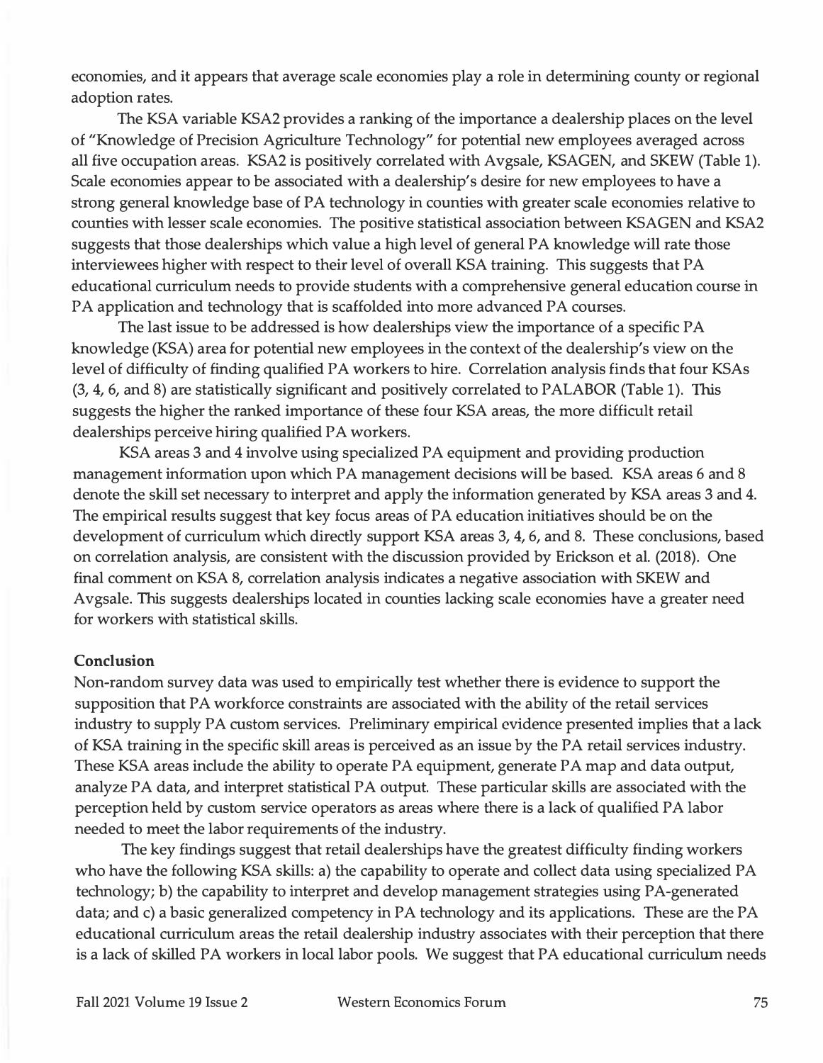economies, and it appears that average scale economies play a role in determining county or regional adoption rates.

The KSA variable KSA2 provides a ranking of the importance a dealership places on the level of "Knowledge of Precision Agriculture Technology" for potential new employees averaged across all five occupation areas. KSA2 is positively correlated with Avgsale, KSAGEN, and SKEW (Table 1). Scale economies appear to be associated with a dealership's desire for new employees to have a strong general knowledge base of PA technology in counties with greater scale economies relative to counties with lesser scale economies. The positive statistical association between KSAGEN and KSA2 suggests that those dealerships which value a high level of general PA knowledge will rate those interviewees higher with respect to their level of overall KSA training. This suggests that PA educational curriculum needs to provide students with a comprehensive general education course in PA application and technology that is scaffolded into more advanced PA courses.

The last issue to be addressed is how dealerships view the importance of a specific PA knowledge (KSA) area for potential new employees in the context of the dealership's view on the level of difficulty of finding qualified PA workers to hire. Correlation analysis finds that four KSAs (3, 4, 6, and 8) are statistically significant and positively correlated to PALABOR (Table 1). This suggests the higher the ranked importance of these four KSA areas, the more difficult retail dealerships perceive hiring qualified PA workers.

KSA areas 3 and 4 involve using specialized PA equipment and providing production management information upon which PA management decisions will be based. KSA areas 6 and 8 denote the skill set necessary to interpret and apply the information generated by KSA areas 3 and 4. The empirical results suggest that key focus areas of PA education initiatives should be on the development of curriculum which directly support KSA areas 3, 4, 6, and 8. These conclusions, based on correlation analysis, are consistent with the discussion provided by Erickson et al. (2018). One final comment on KSA 8, correlation analysis indicates a negative association with SKEW and Avgsale. This suggests dealerships located in counties lacking scale economies have a greater need for workers with statistical skills.

## Conclusion

Non-random survey data was used to empirically test whether there is evidence to support the supposition that PA workforce constraints are associated with the ability of the retail services industry to supply PA custom services. Preliminary empirical evidence presented implies that a lack of KSA training in the specific skill areas is perceived as an issue by the PA retail services industry. These KSA areas include the ability to operate PA equipment, generate PA map and data output, analyze PA data, and interpret statistical PA output. These particular skills are associated with the perception held by custom service operators as areas where there is a lack of qualified PA labor needed to meet the labor requirements of the industry.

The key findings suggest that retail dealerships have the greatest difficulty finding workers who have the following KSA skills: a) the capability to operate and collect data using specialized PA technology; b) the capability to interpret and develop management strategies using PA-generated data; and c) a basic generalized competency in PA technology and its applications. These are the PA educational curriculum areas the retail dealership industry associates with their perception that there is a lack of skilled PA workers in local labor pools. We suggest that PA educational curriculum needs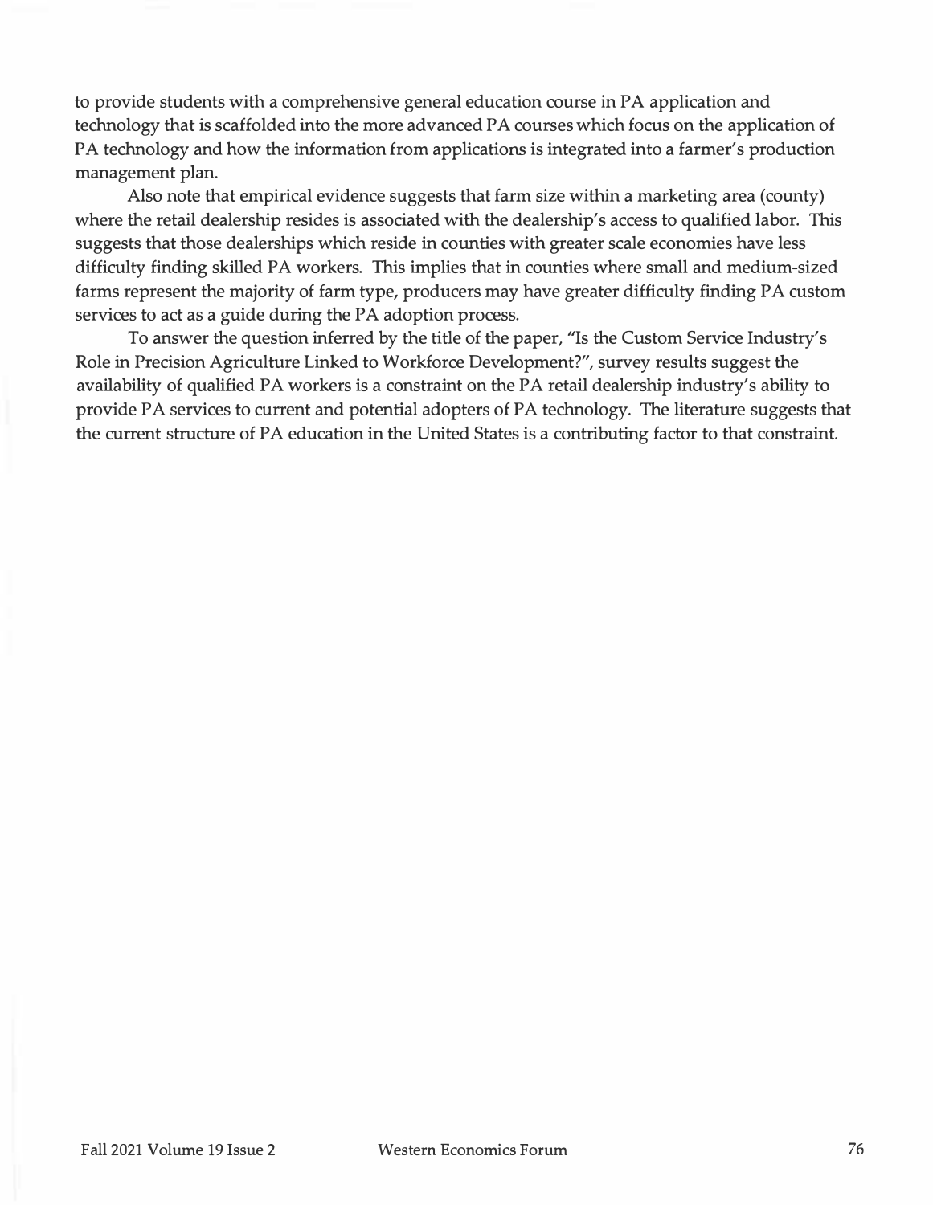to provide students with a comprehensive general education course in PA application and technology that is scaffolded into the more advanced PA courses which focus on the application of PA technology and how the information from applications is integrated into a farmer's production management plan.

Also note that empirical evidence suggests that farm size within a marketing area (county) where the retail dealership resides is associated with the dealership's access to qualified labor. This suggests that those dealerships which reside in counties with greater scale economies have less difficulty finding skilled PA workers. This implies that in counties where small and medium-sized farms represent the majority of farm type, producers may have greater difficulty finding PA custom services to act as a guide during the PA adoption process.

To answer the question inferred by the title of the paper, "Is the Custom Service Industry's Role in Precision Agriculture Linked to Workforce Development?", survey results suggest the availability of qualified PA workers is a constraint on the PA retail dealership industry's ability to provide PA services to current and potential adopters of PA technology. The literature suggests that the current structure of PA education in the United States is a contributing factor to that constraint.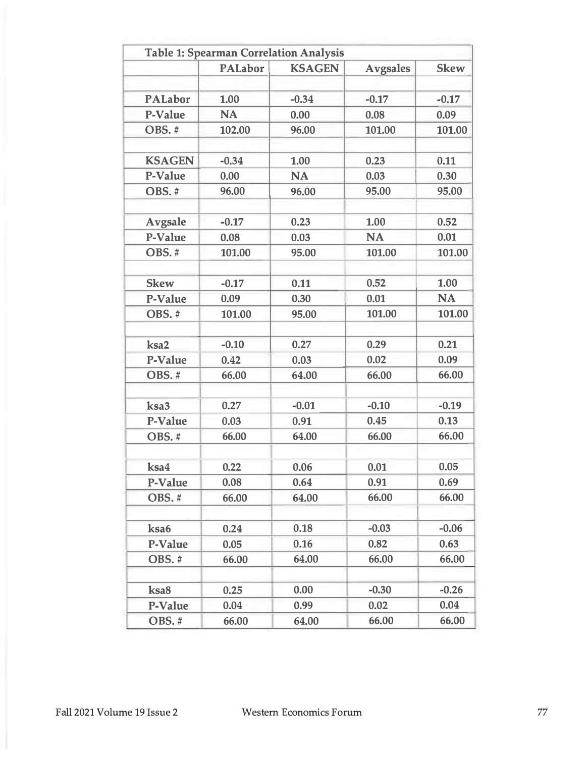Table 1: Spearman Correlation Analysis

| | PALabor | KSAGEN | Avgsales | Skew |
|---|---|---|---|---|
| | | | | |
| **PALabor** | 1.00 | -0.34 | -0.17 | -0.17 |
| **P-Value** | NA | 0.00 | 0.08 | 0.09 |
| **OBS. #** | 102.00 | 96.00 | 101.00 | 101.00 |
| | | | | |
| **KSAGEN** | -0.34 | 1.00 | 0.23 | 0.11 |
| **P-Value** | 0.00 | NA | 0.03 | 0.30 |
| **OBS. #** | 96.00 | 96.00 | 95.00 | 95.00 |
| | | | | |
| **Avgsale** | -0.17 | 0.23 | 1.00 | 0.52 |
| **P-Value** | 0.08 | 0.03 | NA | 0.01 |
| **OBS. #** | 101.00 | 95.00 | 101.00 | 101.00 |
| | | | | |
| **Skew** | -0.17 | 0.11 | 0.52 | 1.00 |
| **P-Value** | 0.09 | 0.30 | 0.01 | NA |
| **OBS. #** | 101.00 | 95.00 | 101.00 | 101.00 |
| | | | | |
| **ksa2** | -0.10 | 0.27 | 0.29 | 0.21 |
| **P-Value** | 0.42 | 0.03 | 0.02 | 0.09 |
| **OBS. #** | 66.00 | 64.00 | 66.00 | 66.00 |
| | | | | |
| **ksa3** | 0.27 | -0.01 | -0.10 | -0.19 |
| **P-Value** | 0.03 | 0.91 | 0.45 | 0.13 |
| **OBS. #** | 66.00 | 64.00 | 66.00 | 66.00 |
| | | | | |
| **ksa4** | 0.22 | 0.06 | 0.01 | 0.05 |
| **P-Value** | 0.08 | 0.64 | 0.91 | 0.69 |
| **OBS. #** | 66.00 | 64.00 | 66.00 | 66.00 |
| | | | | |
| **ksa6** | 0.24 | 0.18 | -0.03 | -0.06 |
| **P-Value** | 0.05 | 0.16 | 0.82 | 0.63 |
| **OBS. #** | 66.00 | 64.00 | 66.00 | 66.00 |
| | | | | |
| **ksa8** | 0.25 | 0.00 | -0.30 | -0.26 |
| **P-Value** | 0.04 | 0.99 | 0.02 | 0.04 |
| **OBS. #** | 66.00 | 64.00 | 66.00 | 66.00 |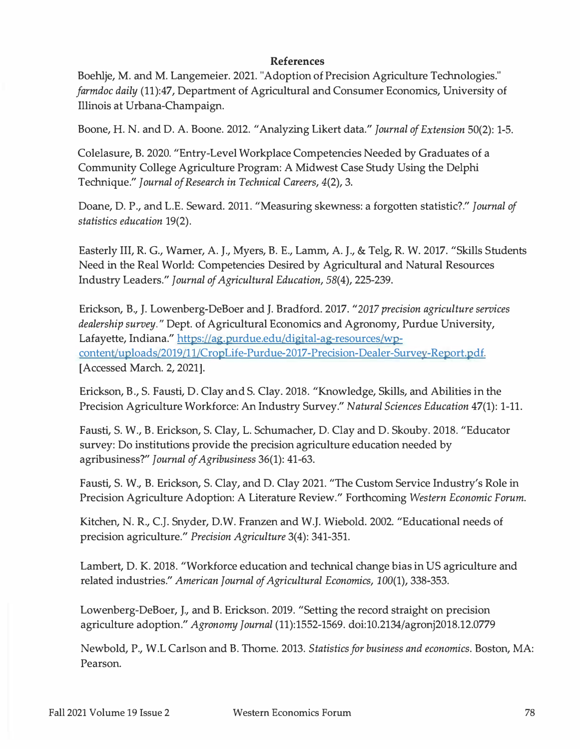## References

Boehlje, M. and M. Langemeier. 2021. "Adoption of Precision Agriculture Technologies." *farmdoc daily* (11):47, Department of Agricultural and Consumer Economics, University of Illinois at Urbana-Champaign.

Boone, H. N. and D. A. Boone. 2012. "Analyzing Likert data." *Journal of Extension* 50(2): 1-5.

Colelasure, B. 2020. "Entry-Level Workplace Competencies Needed by Graduates of a Community College Agriculture Program: A Midwest Case Study Using the Delphi Technique." *Journal of Research in Technical Careers*, *4*(2), 3.

Doane, D. P., and L.E. Seward. 2011. "Measuring skewness: a forgotten statistic?." *Journal of statistics education* 19(2).

Easterly III, R. G., Warner, A. J., Myers, B. E., Lamm, A. J., & Telg, R. W. 2017. "Skills Students Need in the Real World: Competencies Desired by Agricultural and Natural Resources Industry Leaders." *Journal of Agricultural Education*, *58*(4), 225-239.

Erickson, B., J. Lowenberg-DeBoer and J. Bradford. 2017. "*2017 precision agriculture services dealership survey*." Dept. of Agricultural Economics and Agronomy, Purdue University, Lafayette, Indiana." https://ag.purdue.edu/digital-ag-resources/wp-content/uploads/2019/11/CropLife-Purdue-2017-Precision-Dealer-Survey-Report.pdf. [Accessed March. 2, 2021].

Erickson, B., S. Fausti, D. Clay and S. Clay. 2018. "Knowledge, Skills, and Abilities in the Precision Agriculture Workforce: An Industry Survey." *Natural Sciences Education* 47(1): 1-11.

Fausti, S. W., B. Erickson, S. Clay, L. Schumacher, D. Clay and D. Skouby. 2018. "Educator survey: Do institutions provide the precision agriculture education needed by agribusiness?" *Journal of Agribusiness* 36(1): 41-63.

Fausti, S. W., B. Erickson, S. Clay, and D. Clay 2021. "The Custom Service Industry's Role in Precision Agriculture Adoption: A Literature Review." Forthcoming *Western Economic Forum.*

Kitchen, N. R., C.J. Snyder, D.W. Franzen and W.J. Wiebold. 2002. "Educational needs of precision agriculture." *Precision Agriculture* 3(4): 341-351.

Lambert, D. K. 2018. "Workforce education and technical change bias in US agriculture and related industries." *American Journal of Agricultural Economics*, *100*(1), 338-353.

Lowenberg-DeBoer, J., and B. Erickson. 2019. "Setting the record straight on precision agriculture adoption." *Agronomy Journal* (11):1552-1569. doi:10.2134/agronj2018.12.0779

Newbold, P., W.L Carlson and B. Thorne. 2013. *Statistics for business and economics*. Boston, MA: Pearson.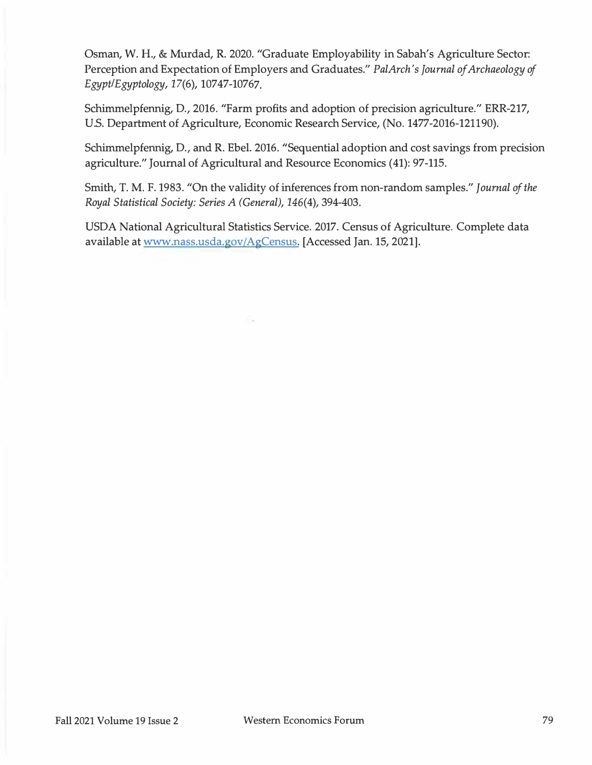Osman, W. H., & Murdad, R. 2020. "Graduate Employability in Sabah's Agriculture Sector: Perception and Expectation of Employers and Graduates." *PalArch's Journal of Archaeology of Egypt/Egyptology*, *17*(6), 10747-10767.

Schimmelpfennig, D., 2016. "Farm profits and adoption of precision agriculture." ERR-217, U.S. Department of Agriculture, Economic Research Service, (No. 1477-2016-121190).

Schimmelpfennig, D., and R. Ebel. 2016. "Sequential adoption and cost savings from precision agriculture." Journal of Agricultural and Resource Economics (41): 97-115.

Smith, T. M. F. 1983. "On the validity of inferences from non-random samples." *Journal of the Royal Statistical Society: Series A (General)*, *146*(4), 394-403.

USDA National Agricultural Statistics Service. 2017. Census of Agriculture. Complete data available at www.nass.usda.gov/AgCensus. [Accessed Jan. 15, 2021].